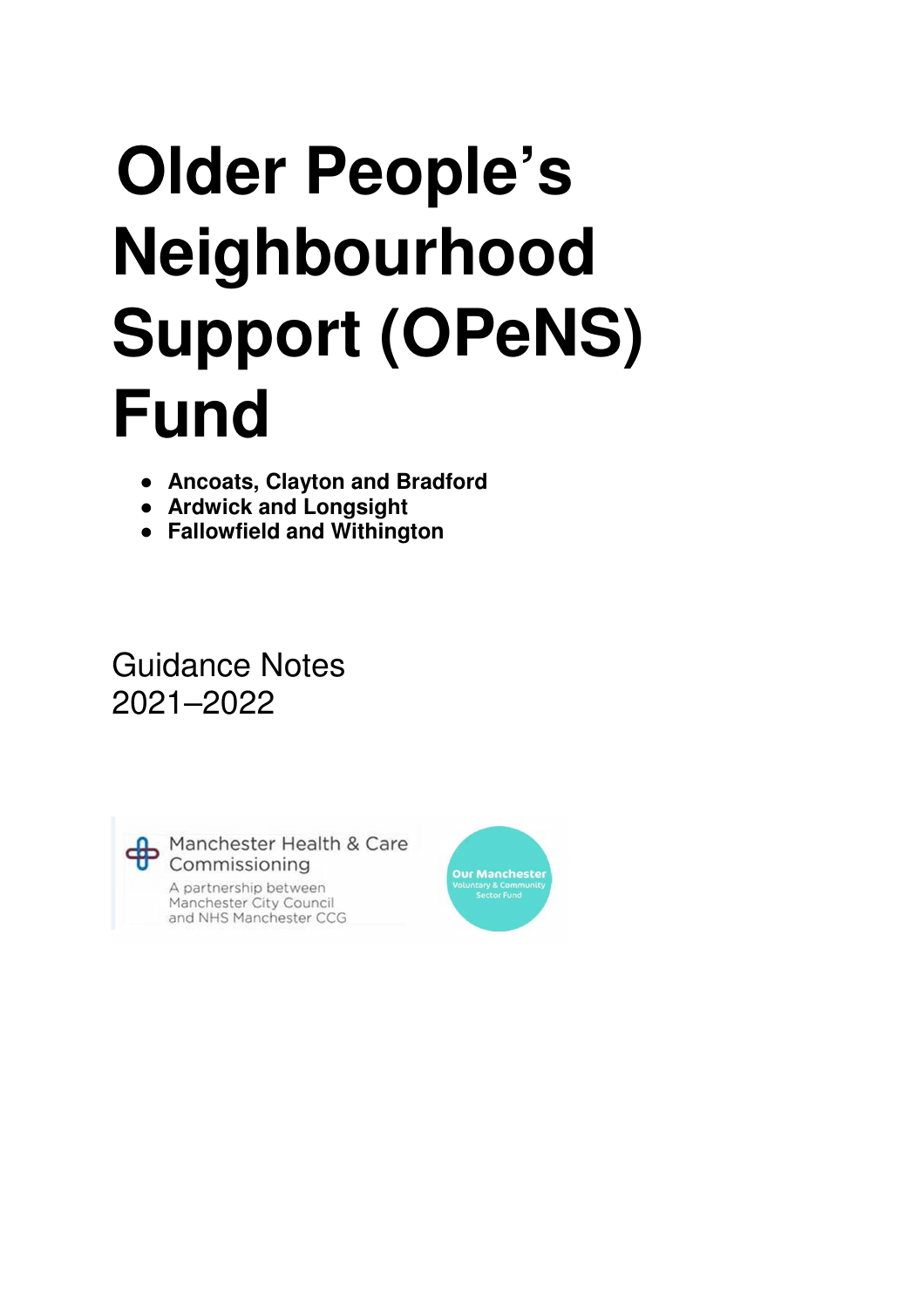# Older People's Neighbourhood Support (OPeNS) Fund

- **Ancoats, Clayton and Bradford**
- **Ardwick and Longsight**
- **Fallowfield and Withington**

Guidance Notes
2021–2022

Manchester Health & Care Commissioning
A partnership between Manchester City Council and NHS Manchester CCG

Our Manchester Voluntary & Community Sector Fund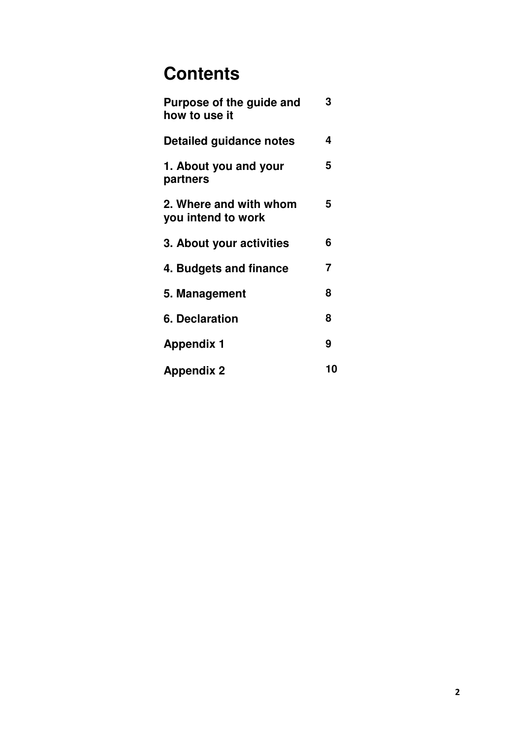# Contents

| | |
|---|---|
| **Purpose of the guide and how to use it** | **3** |
| **Detailed guidance notes** | **4** |
| **1. About you and your partners** | **5** |
| **2. Where and with whom you intend to work** | **5** |
| **3. About your activities** | **6** |
| **4. Budgets and finance** | **7** |
| **5. Management** | **8** |
| **6. Declaration** | **8** |
| **Appendix 1** | **9** |
| **Appendix 2** | **10** |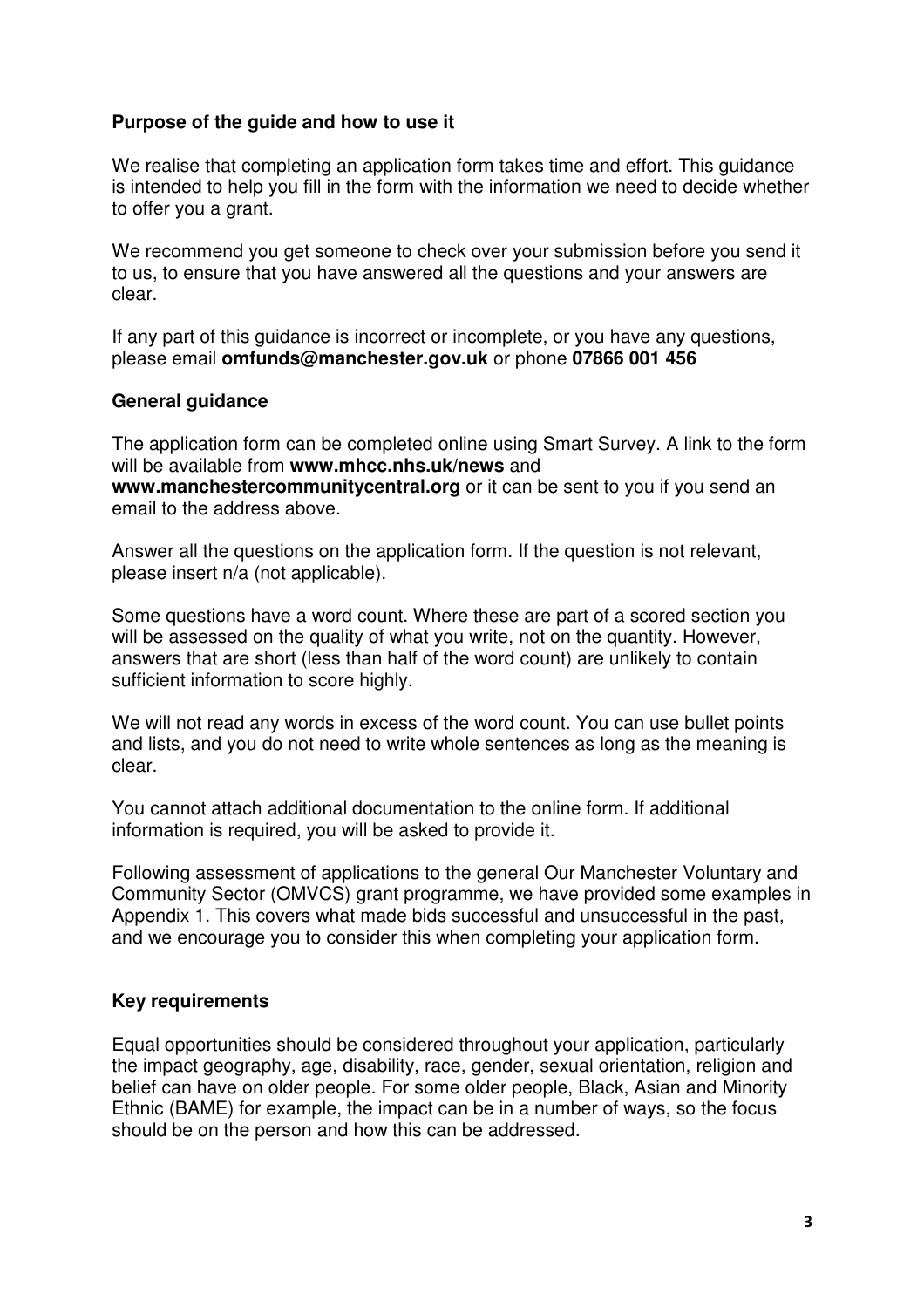## Purpose of the guide and how to use it

We realise that completing an application form takes time and effort. This guidance is intended to help you fill in the form with the information we need to decide whether to offer you a grant.

We recommend you get someone to check over your submission before you send it to us, to ensure that you have answered all the questions and your answers are clear.

If any part of this guidance is incorrect or incomplete, or you have any questions, please email **omfunds@manchester.gov.uk** or phone **07866 001 456**

## General guidance

The application form can be completed online using Smart Survey. A link to the form will be available from **www.mhcc.nhs.uk/news** and **www.manchestercommunitycentral.org** or it can be sent to you if you send an email to the address above.

Answer all the questions on the application form. If the question is not relevant, please insert n/a (not applicable).

Some questions have a word count. Where these are part of a scored section you will be assessed on the quality of what you write, not on the quantity. However, answers that are short (less than half of the word count) are unlikely to contain sufficient information to score highly.

We will not read any words in excess of the word count. You can use bullet points and lists, and you do not need to write whole sentences as long as the meaning is clear.

You cannot attach additional documentation to the online form. If additional information is required, you will be asked to provide it.

Following assessment of applications to the general Our Manchester Voluntary and Community Sector (OMVCS) grant programme, we have provided some examples in Appendix 1. This covers what made bids successful and unsuccessful in the past, and we encourage you to consider this when completing your application form.

## Key requirements

Equal opportunities should be considered throughout your application, particularly the impact geography, age, disability, race, gender, sexual orientation, religion and belief can have on older people. For some older people, Black, Asian and Minority Ethnic (BAME) for example, the impact can be in a number of ways, so the focus should be on the person and how this can be addressed.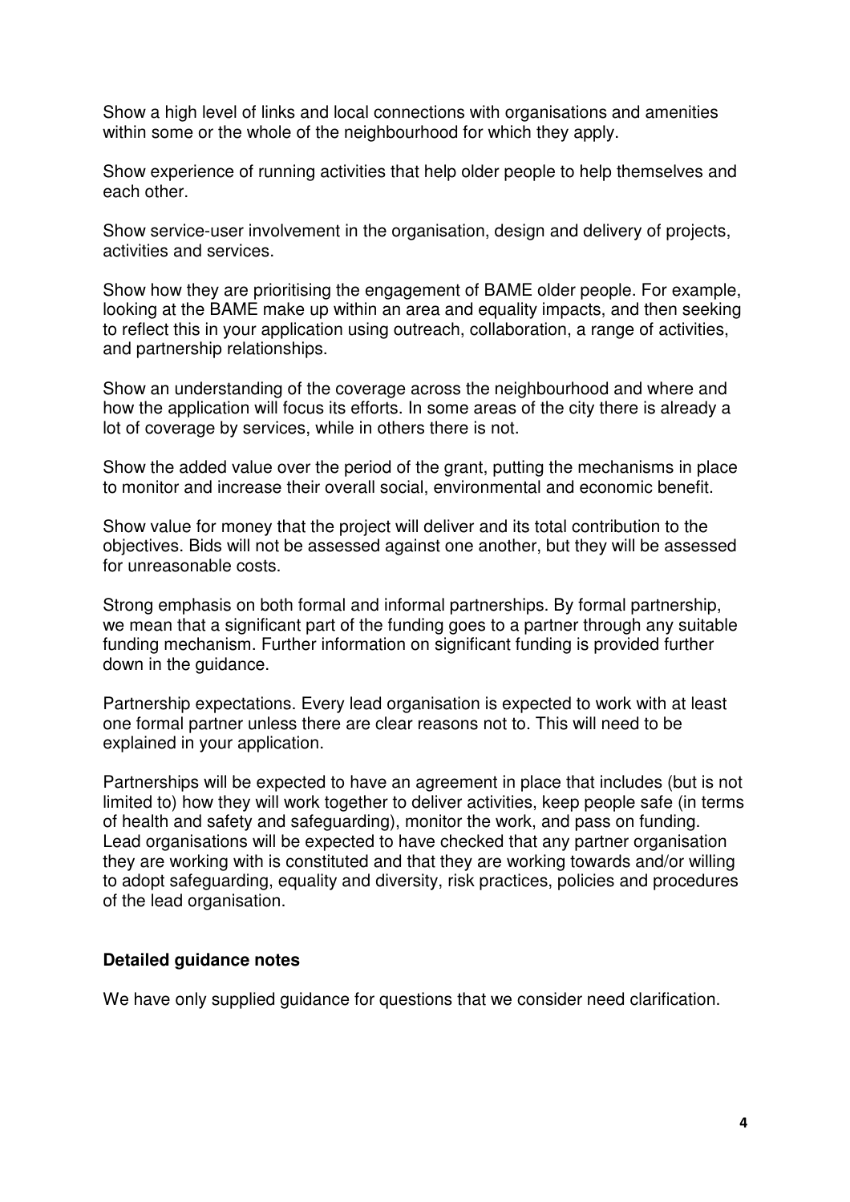Show a high level of links and local connections with organisations and amenities within some or the whole of the neighbourhood for which they apply.

Show experience of running activities that help older people to help themselves and each other.

Show service-user involvement in the organisation, design and delivery of projects, activities and services.

Show how they are prioritising the engagement of BAME older people. For example, looking at the BAME make up within an area and equality impacts, and then seeking to reflect this in your application using outreach, collaboration, a range of activities, and partnership relationships.

Show an understanding of the coverage across the neighbourhood and where and how the application will focus its efforts. In some areas of the city there is already a lot of coverage by services, while in others there is not.

Show the added value over the period of the grant, putting the mechanisms in place to monitor and increase their overall social, environmental and economic benefit.

Show value for money that the project will deliver and its total contribution to the objectives. Bids will not be assessed against one another, but they will be assessed for unreasonable costs.

Strong emphasis on both formal and informal partnerships. By formal partnership, we mean that a significant part of the funding goes to a partner through any suitable funding mechanism. Further information on significant funding is provided further down in the guidance.

Partnership expectations. Every lead organisation is expected to work with at least one formal partner unless there are clear reasons not to. This will need to be explained in your application.

Partnerships will be expected to have an agreement in place that includes (but is not limited to) how they will work together to deliver activities, keep people safe (in terms of health and safety and safeguarding), monitor the work, and pass on funding. Lead organisations will be expected to have checked that any partner organisation they are working with is constituted and that they are working towards and/or willing to adopt safeguarding, equality and diversity, risk practices, policies and procedures of the lead organisation.

**Detailed guidance notes**

We have only supplied guidance for questions that we consider need clarification.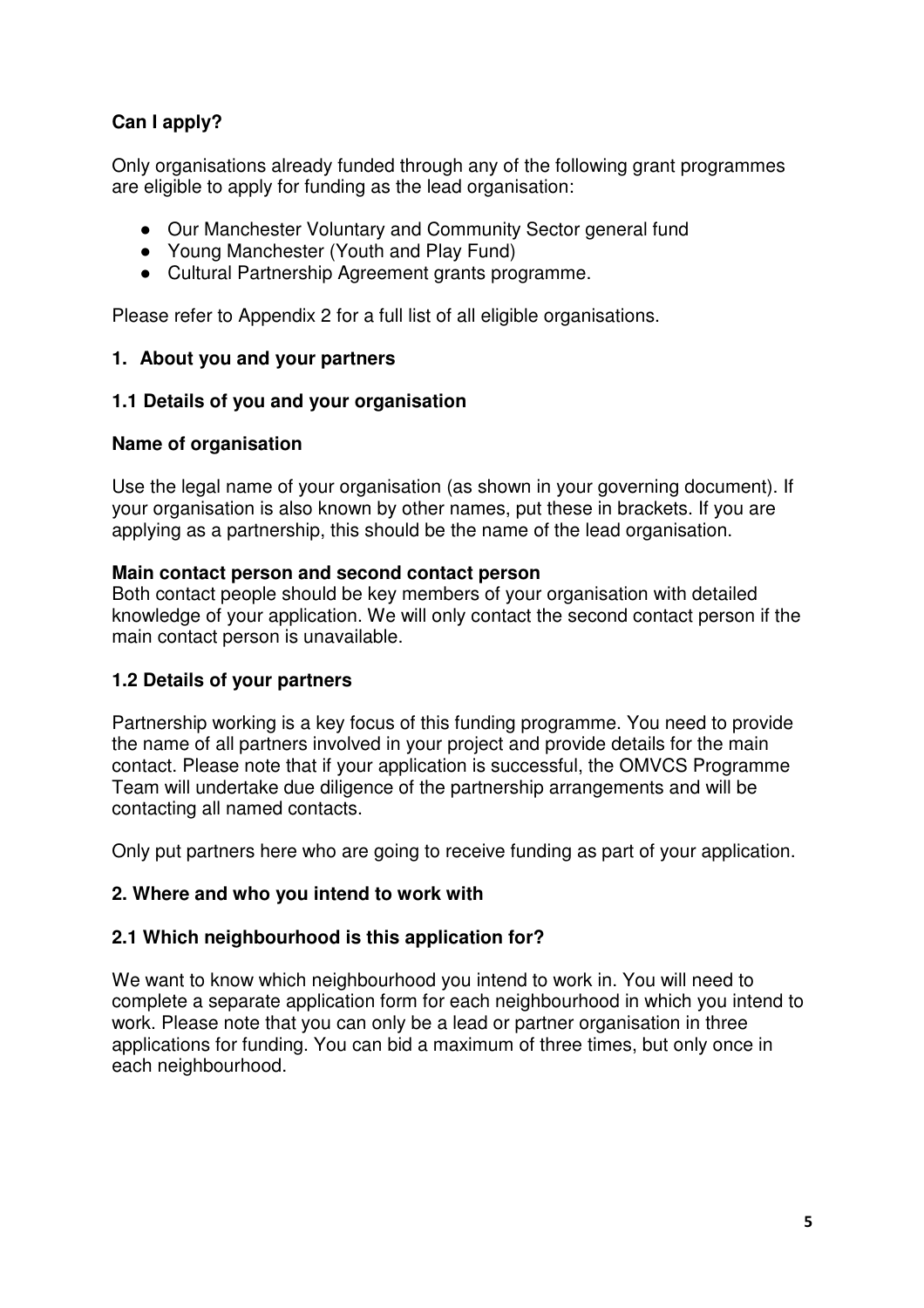## Can I apply?

Only organisations already funded through any of the following grant programmes are eligible to apply for funding as the lead organisation:

- Our Manchester Voluntary and Community Sector general fund
- Young Manchester (Youth and Play Fund)
- Cultural Partnership Agreement grants programme.

Please refer to Appendix 2 for a full list of all eligible organisations.

## 1. About you and your partners

### 1.1 Details of you and your organisation

**Name of organisation**

Use the legal name of your organisation (as shown in your governing document). If your organisation is also known by other names, put these in brackets. If you are applying as a partnership, this should be the name of the lead organisation.

**Main contact person and second contact person**

Both contact people should be key members of your organisation with detailed knowledge of your application. We will only contact the second contact person if the main contact person is unavailable.

### 1.2 Details of your partners

Partnership working is a key focus of this funding programme. You need to provide the name of all partners involved in your project and provide details for the main contact. Please note that if your application is successful, the OMVCS Programme Team will undertake due diligence of the partnership arrangements and will be contacting all named contacts.

Only put partners here who are going to receive funding as part of your application.

## 2. Where and who you intend to work with

### 2.1 Which neighbourhood is this application for?

We want to know which neighbourhood you intend to work in. You will need to complete a separate application form for each neighbourhood in which you intend to work. Please note that you can only be a lead or partner organisation in three applications for funding. You can bid a maximum of three times, but only once in each neighbourhood.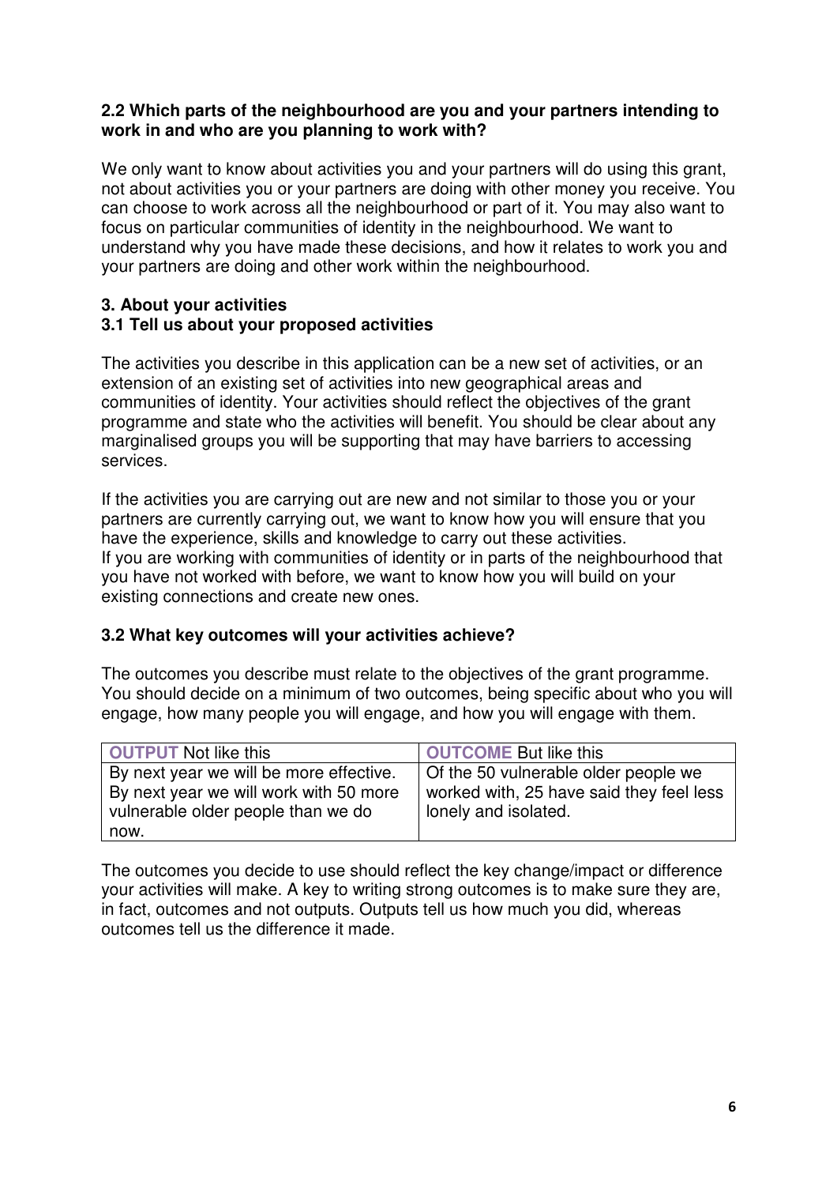**2.2 Which parts of the neighbourhood are you and your partners intending to work in and who are you planning to work with?**

We only want to know about activities you and your partners will do using this grant, not about activities you or your partners are doing with other money you receive. You can choose to work across all the neighbourhood or part of it. You may also want to focus on particular communities of identity in the neighbourhood. We want to understand why you have made these decisions, and how it relates to work you and your partners are doing and other work within the neighbourhood.

## 3. About your activities

### 3.1 Tell us about your proposed activities

The activities you describe in this application can be a new set of activities, or an extension of an existing set of activities into new geographical areas and communities of identity. Your activities should reflect the objectives of the grant programme and state who the activities will benefit. You should be clear about any marginalised groups you will be supporting that may have barriers to accessing services.

If the activities you are carrying out are new and not similar to those you or your partners are currently carrying out, we want to know how you will ensure that you have the experience, skills and knowledge to carry out these activities.
If you are working with communities of identity or in parts of the neighbourhood that you have not worked with before, we want to know how you will build on your existing connections and create new ones.

### 3.2 What key outcomes will your activities achieve?

The outcomes you describe must relate to the objectives of the grant programme. You should decide on a minimum of two outcomes, being specific about who you will engage, how many people you will engage, and how you will engage with them.

| **OUTPUT** Not like this | **OUTCOME** But like this |
|---|---|
| By next year we will be more effective. By next year we will work with 50 more vulnerable older people than we do now. | Of the 50 vulnerable older people we worked with, 25 have said they feel less lonely and isolated. |

The outcomes you decide to use should reflect the key change/impact or difference your activities will make. A key to writing strong outcomes is to make sure they are, in fact, outcomes and not outputs. Outputs tell us how much you did, whereas outcomes tell us the difference it made.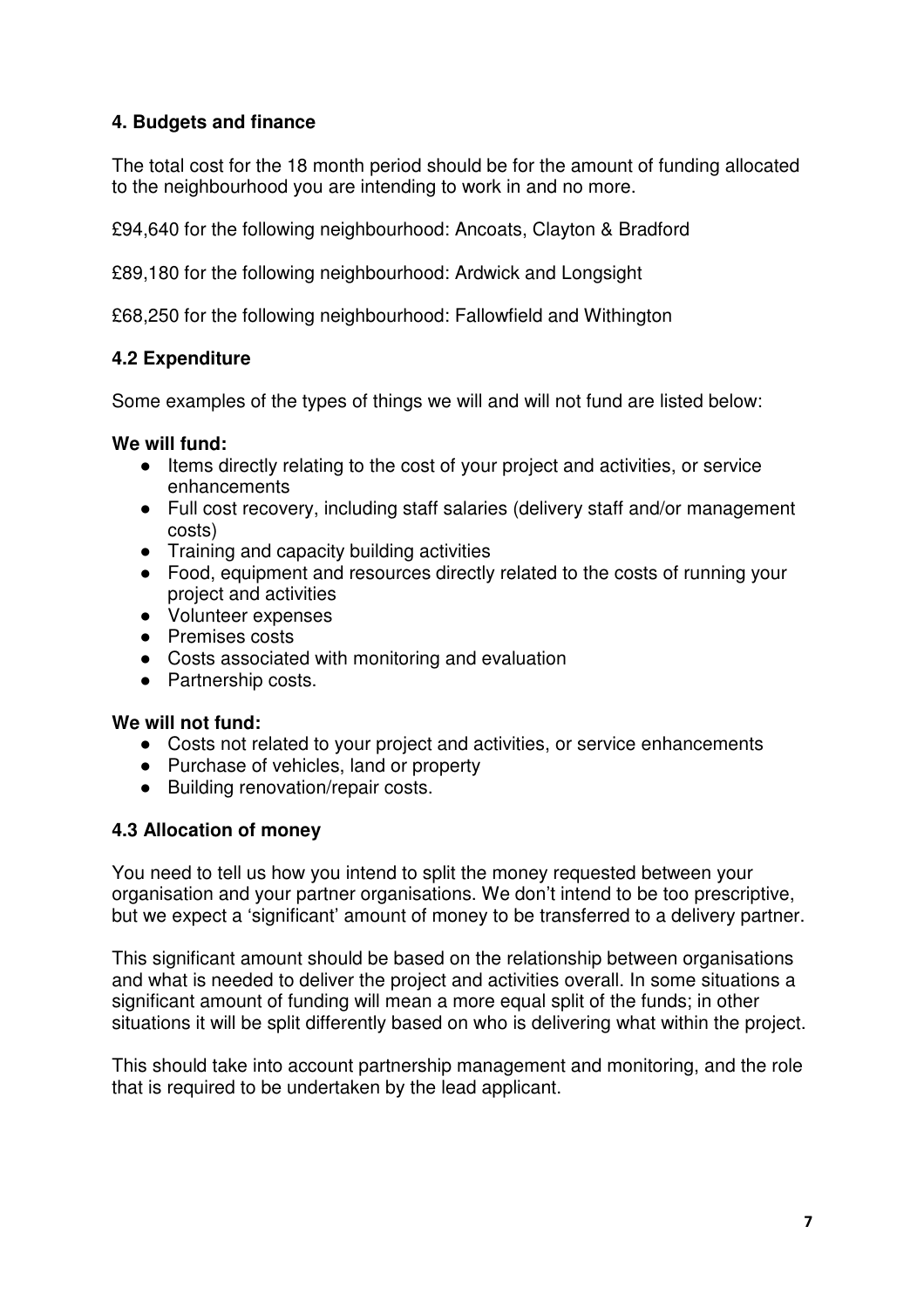## 4. Budgets and finance

The total cost for the 18 month period should be for the amount of funding allocated to the neighbourhood you are intending to work in and no more.

£94,640 for the following neighbourhood: Ancoats, Clayton & Bradford

£89,180 for the following neighbourhood: Ardwick and Longsight

£68,250 for the following neighbourhood: Fallowfield and Withington

### 4.2 Expenditure

Some examples of the types of things we will and will not fund are listed below:

**We will fund:**

- Items directly relating to the cost of your project and activities, or service enhancements
- Full cost recovery, including staff salaries (delivery staff and/or management costs)
- Training and capacity building activities
- Food, equipment and resources directly related to the costs of running your project and activities
- Volunteer expenses
- Premises costs
- Costs associated with monitoring and evaluation
- Partnership costs.

**We will not fund:**

- Costs not related to your project and activities, or service enhancements
- Purchase of vehicles, land or property
- Building renovation/repair costs.

### 4.3 Allocation of money

You need to tell us how you intend to split the money requested between your organisation and your partner organisations. We don't intend to be too prescriptive, but we expect a 'significant' amount of money to be transferred to a delivery partner.

This significant amount should be based on the relationship between organisations and what is needed to deliver the project and activities overall. In some situations a significant amount of funding will mean a more equal split of the funds; in other situations it will be split differently based on who is delivering what within the project.

This should take into account partnership management and monitoring, and the role that is required to be undertaken by the lead applicant.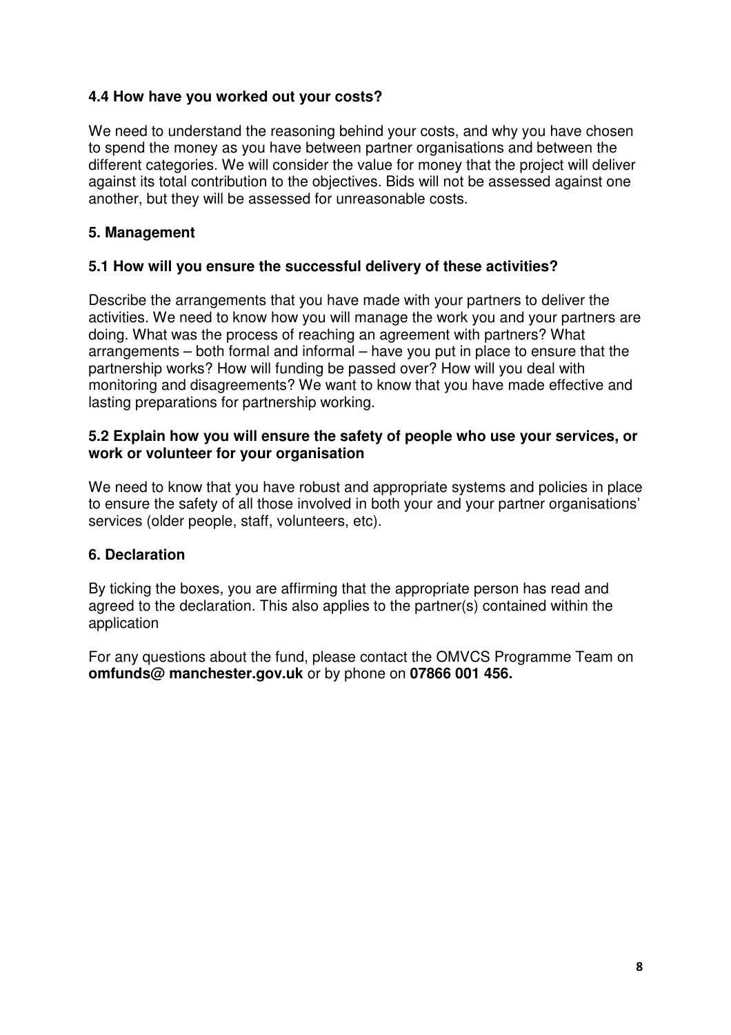### 4.4 How have you worked out your costs?

We need to understand the reasoning behind your costs, and why you have chosen to spend the money as you have between partner organisations and between the different categories. We will consider the value for money that the project will deliver against its total contribution to the objectives. Bids will not be assessed against one another, but they will be assessed for unreasonable costs.

## 5. Management

### 5.1 How will you ensure the successful delivery of these activities?

Describe the arrangements that you have made with your partners to deliver the activities. We need to know how you will manage the work you and your partners are doing. What was the process of reaching an agreement with partners? What arrangements – both formal and informal – have you put in place to ensure that the partnership works? How will funding be passed over? How will you deal with monitoring and disagreements? We want to know that you have made effective and lasting preparations for partnership working.

### 5.2 Explain how you will ensure the safety of people who use your services, or work or volunteer for your organisation

We need to know that you have robust and appropriate systems and policies in place to ensure the safety of all those involved in both your and your partner organisations' services (older people, staff, volunteers, etc).

## 6. Declaration

By ticking the boxes, you are affirming that the appropriate person has read and agreed to the declaration. This also applies to the partner(s) contained within the application

For any questions about the fund, please contact the OMVCS Programme Team on **omfunds@ manchester.gov.uk** or by phone on **07866 001 456.**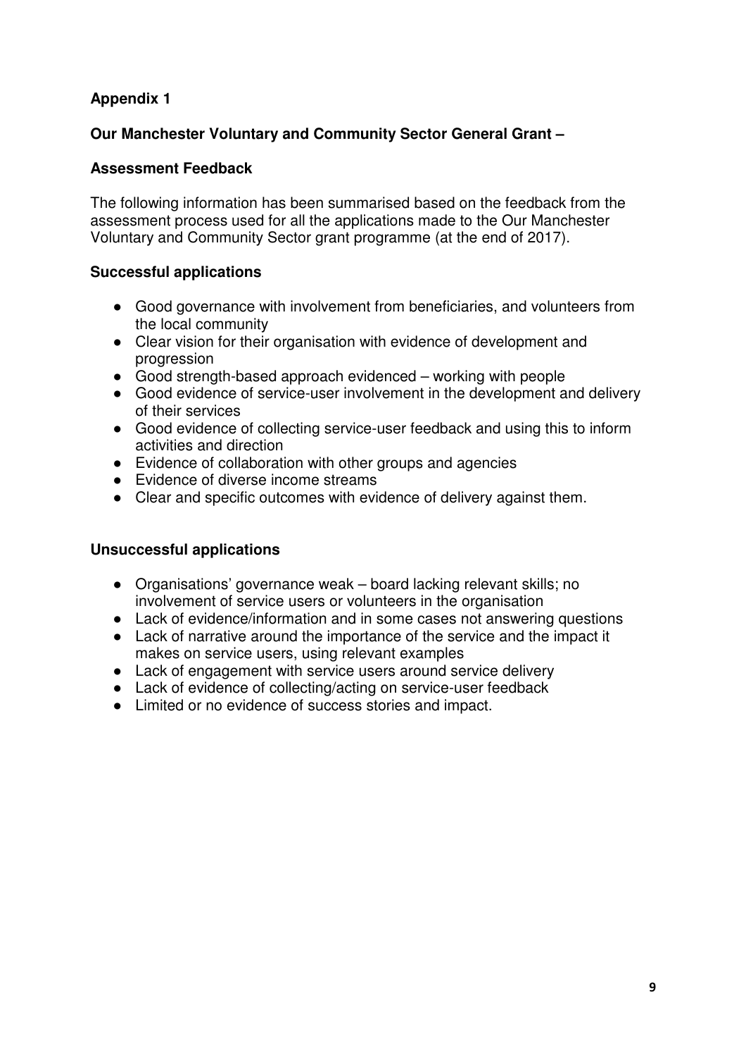## Appendix 1

### Our Manchester Voluntary and Community Sector General Grant –

### Assessment Feedback

The following information has been summarised based on the feedback from the assessment process used for all the applications made to the Our Manchester Voluntary and Community Sector grant programme (at the end of 2017).

### Successful applications

- Good governance with involvement from beneficiaries, and volunteers from the local community
- Clear vision for their organisation with evidence of development and progression
- Good strength-based approach evidenced – working with people
- Good evidence of service-user involvement in the development and delivery of their services
- Good evidence of collecting service-user feedback and using this to inform activities and direction
- Evidence of collaboration with other groups and agencies
- Evidence of diverse income streams
- Clear and specific outcomes with evidence of delivery against them.

### Unsuccessful applications

- Organisations' governance weak – board lacking relevant skills; no involvement of service users or volunteers in the organisation
- Lack of evidence/information and in some cases not answering questions
- Lack of narrative around the importance of the service and the impact it makes on service users, using relevant examples
- Lack of engagement with service users around service delivery
- Lack of evidence of collecting/acting on service-user feedback
- Limited or no evidence of success stories and impact.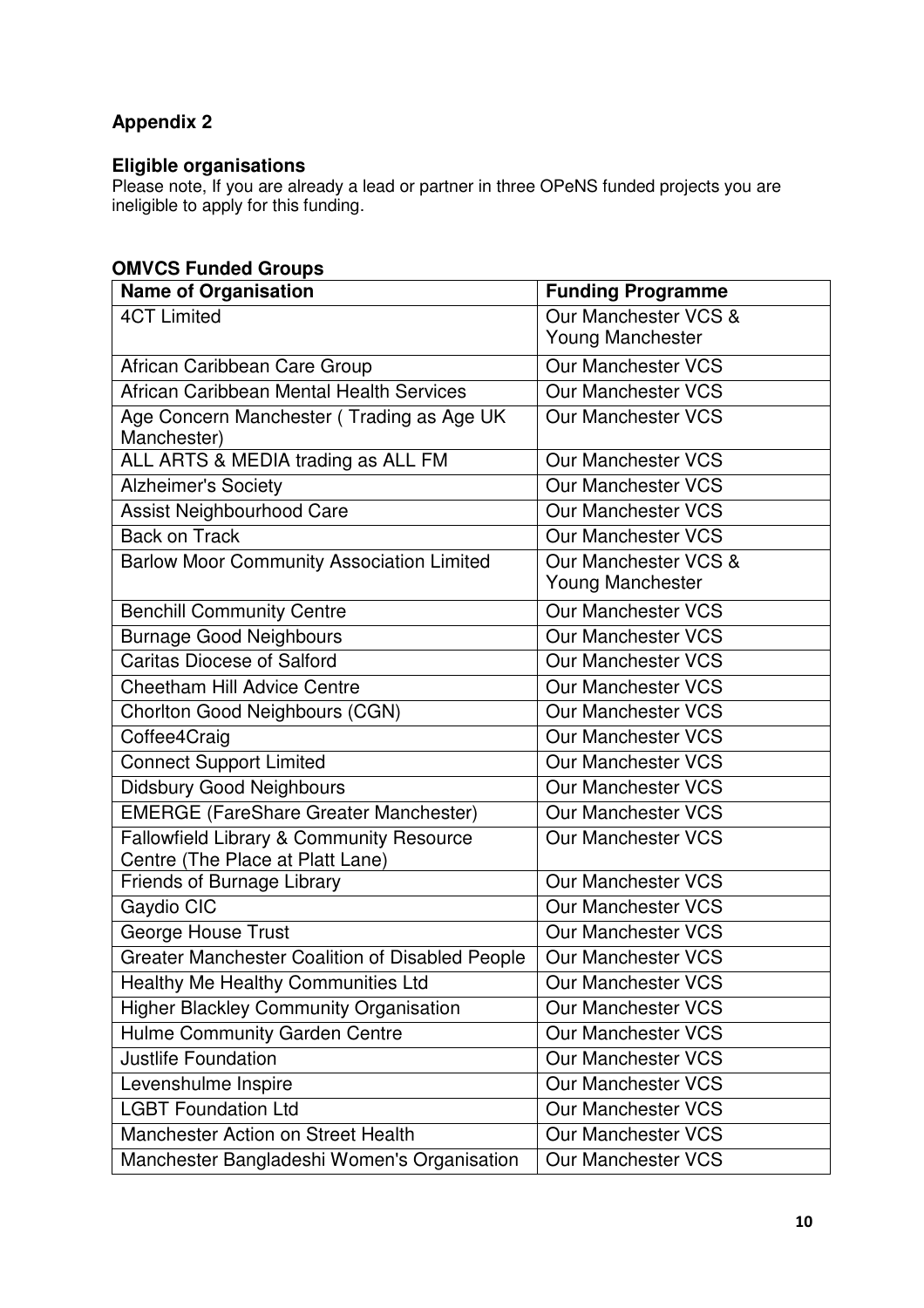## Appendix 2

### Eligible organisations

Please note, If you are already a lead or partner in three OPeNS funded projects you are ineligible to apply for this funding.

### OMVCS Funded Groups

| Name of Organisation | Funding Programme |
|---|---|
| 4CT Limited | Our Manchester VCS & Young Manchester |
| African Caribbean Care Group | Our Manchester VCS |
| African Caribbean Mental Health Services | Our Manchester VCS |
| Age Concern Manchester ( Trading as Age UK Manchester) | Our Manchester VCS |
| ALL ARTS & MEDIA trading as ALL FM | Our Manchester VCS |
| Alzheimer's Society | Our Manchester VCS |
| Assist Neighbourhood Care | Our Manchester VCS |
| Back on Track | Our Manchester VCS |
| Barlow Moor Community Association Limited | Our Manchester VCS & Young Manchester |
| Benchill Community Centre | Our Manchester VCS |
| Burnage Good Neighbours | Our Manchester VCS |
| Caritas Diocese of Salford | Our Manchester VCS |
| Cheetham Hill Advice Centre | Our Manchester VCS |
| Chorlton Good Neighbours (CGN) | Our Manchester VCS |
| Coffee4Craig | Our Manchester VCS |
| Connect Support Limited | Our Manchester VCS |
| Didsbury Good Neighbours | Our Manchester VCS |
| EMERGE (FareShare Greater Manchester) | Our Manchester VCS |
| Fallowfield Library & Community Resource Centre (The Place at Platt Lane) | Our Manchester VCS |
| Friends of Burnage Library | Our Manchester VCS |
| Gaydio CIC | Our Manchester VCS |
| George House Trust | Our Manchester VCS |
| Greater Manchester Coalition of Disabled People | Our Manchester VCS |
| Healthy Me Healthy Communities Ltd | Our Manchester VCS |
| Higher Blackley Community Organisation | Our Manchester VCS |
| Hulme Community Garden Centre | Our Manchester VCS |
| Justlife Foundation | Our Manchester VCS |
| Levenshulme Inspire | Our Manchester VCS |
| LGBT Foundation Ltd | Our Manchester VCS |
| Manchester Action on Street Health | Our Manchester VCS |
| Manchester Bangladeshi Women's Organisation | Our Manchester VCS |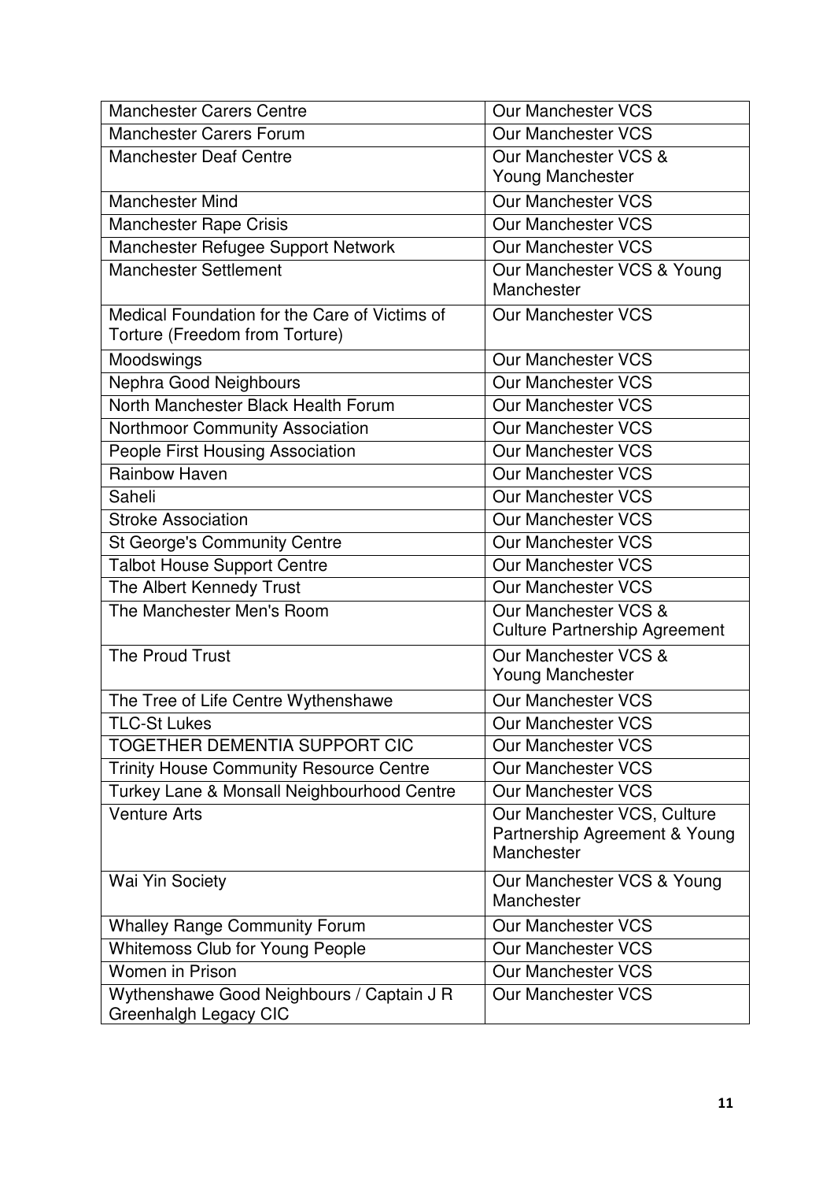| Manchester Carers Centre | Our Manchester VCS |
|---|---|
| Manchester Carers Forum | Our Manchester VCS |
| Manchester Deaf Centre | Our Manchester VCS & Young Manchester |
| Manchester Mind | Our Manchester VCS |
| Manchester Rape Crisis | Our Manchester VCS |
| Manchester Refugee Support Network | Our Manchester VCS |
| Manchester Settlement | Our Manchester VCS & Young Manchester |
| Medical Foundation for the Care of Victims of Torture (Freedom from Torture) | Our Manchester VCS |
| Moodswings | Our Manchester VCS |
| Nephra Good Neighbours | Our Manchester VCS |
| North Manchester Black Health Forum | Our Manchester VCS |
| Northmoor Community Association | Our Manchester VCS |
| People First Housing Association | Our Manchester VCS |
| Rainbow Haven | Our Manchester VCS |
| Saheli | Our Manchester VCS |
| Stroke Association | Our Manchester VCS |
| St George's Community Centre | Our Manchester VCS |
| Talbot House Support Centre | Our Manchester VCS |
| The Albert Kennedy Trust | Our Manchester VCS |
| The Manchester Men's Room | Our Manchester VCS & Culture Partnership Agreement |
| The Proud Trust | Our Manchester VCS & Young Manchester |
| The Tree of Life Centre Wythenshawe | Our Manchester VCS |
| TLC-St Lukes | Our Manchester VCS |
| TOGETHER DEMENTIA SUPPORT CIC | Our Manchester VCS |
| Trinity House Community Resource Centre | Our Manchester VCS |
| Turkey Lane & Monsall Neighbourhood Centre | Our Manchester VCS |
| Venture Arts | Our Manchester VCS, Culture Partnership Agreement & Young Manchester |
| Wai Yin Society | Our Manchester VCS & Young Manchester |
| Whalley Range Community Forum | Our Manchester VCS |
| Whitemoss Club for Young People | Our Manchester VCS |
| Women in Prison | Our Manchester VCS |
| Wythenshawe Good Neighbours / Captain J R Greenhalgh Legacy CIC | Our Manchester VCS |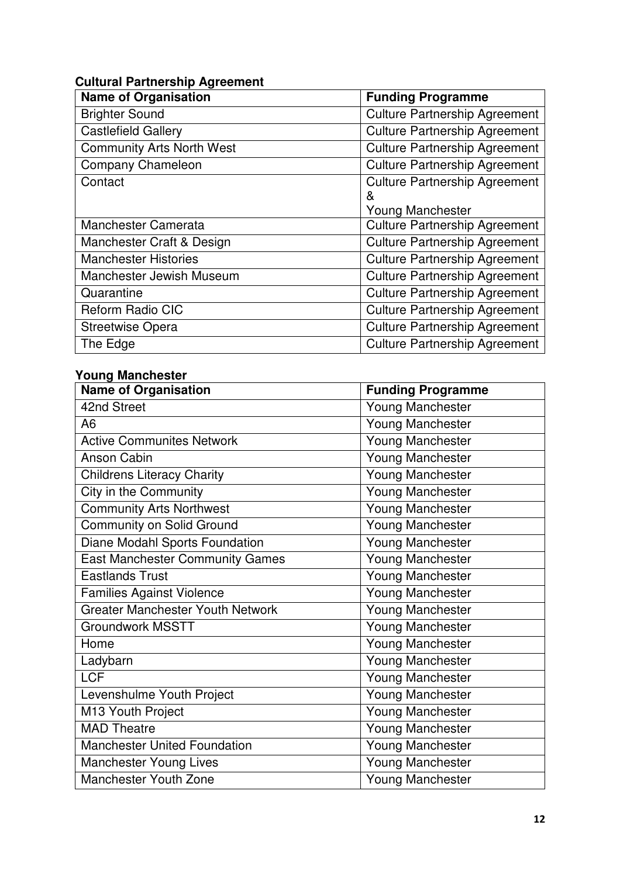**Cultural Partnership Agreement**

| Name of Organisation | Funding Programme |
|---|---|
| Brighter Sound | Culture Partnership Agreement |
| Castlefield Gallery | Culture Partnership Agreement |
| Community Arts North West | Culture Partnership Agreement |
| Company Chameleon | Culture Partnership Agreement |
| Contact | Culture Partnership Agreement & Young Manchester |
| Manchester Camerata | Culture Partnership Agreement |
| Manchester Craft & Design | Culture Partnership Agreement |
| Manchester Histories | Culture Partnership Agreement |
| Manchester Jewish Museum | Culture Partnership Agreement |
| Quarantine | Culture Partnership Agreement |
| Reform Radio CIC | Culture Partnership Agreement |
| Streetwise Opera | Culture Partnership Agreement |
| The Edge | Culture Partnership Agreement |

**Young Manchester**

| Name of Organisation | Funding Programme |
|---|---|
| 42nd Street | Young Manchester |
| A6 | Young Manchester |
| Active Communites Network | Young Manchester |
| Anson Cabin | Young Manchester |
| Childrens Literacy Charity | Young Manchester |
| City in the Community | Young Manchester |
| Community Arts Northwest | Young Manchester |
| Community on Solid Ground | Young Manchester |
| Diane Modahl Sports Foundation | Young Manchester |
| East Manchester Community Games | Young Manchester |
| Eastlands Trust | Young Manchester |
| Families Against Violence | Young Manchester |
| Greater Manchester Youth Network | Young Manchester |
| Groundwork MSSTT | Young Manchester |
| Home | Young Manchester |
| Ladybarn | Young Manchester |
| LCF | Young Manchester |
| Levenshulme Youth Project | Young Manchester |
| M13 Youth Project | Young Manchester |
| MAD Theatre | Young Manchester |
| Manchester United Foundation | Young Manchester |
| Manchester Young Lives | Young Manchester |
| Manchester Youth Zone | Young Manchester |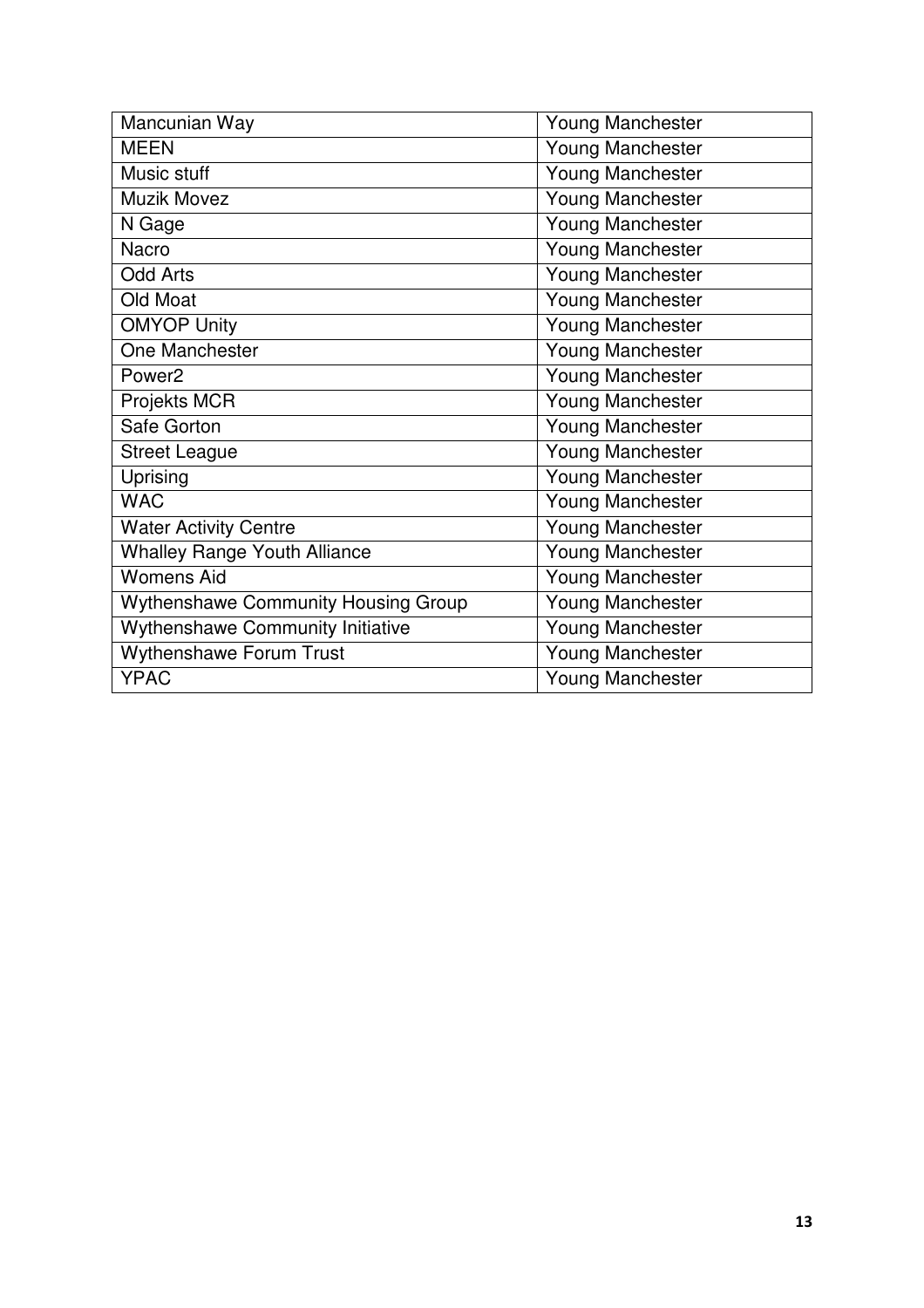| | |
|---|---|
| Mancunian Way | Young Manchester |
| MEEN | Young Manchester |
| Music stuff | Young Manchester |
| Muzik Movez | Young Manchester |
| N Gage | Young Manchester |
| Nacro | Young Manchester |
| Odd Arts | Young Manchester |
| Old Moat | Young Manchester |
| OMYOP Unity | Young Manchester |
| One Manchester | Young Manchester |
| Power2 | Young Manchester |
| Projekts MCR | Young Manchester |
| Safe Gorton | Young Manchester |
| Street League | Young Manchester |
| Uprising | Young Manchester |
| WAC | Young Manchester |
| Water Activity Centre | Young Manchester |
| Whalley Range Youth Alliance | Young Manchester |
| Womens Aid | Young Manchester |
| Wythenshawe Community Housing Group | Young Manchester |
| Wythenshawe Community Initiative | Young Manchester |
| Wythenshawe Forum Trust | Young Manchester |
| YPAC | Young Manchester |